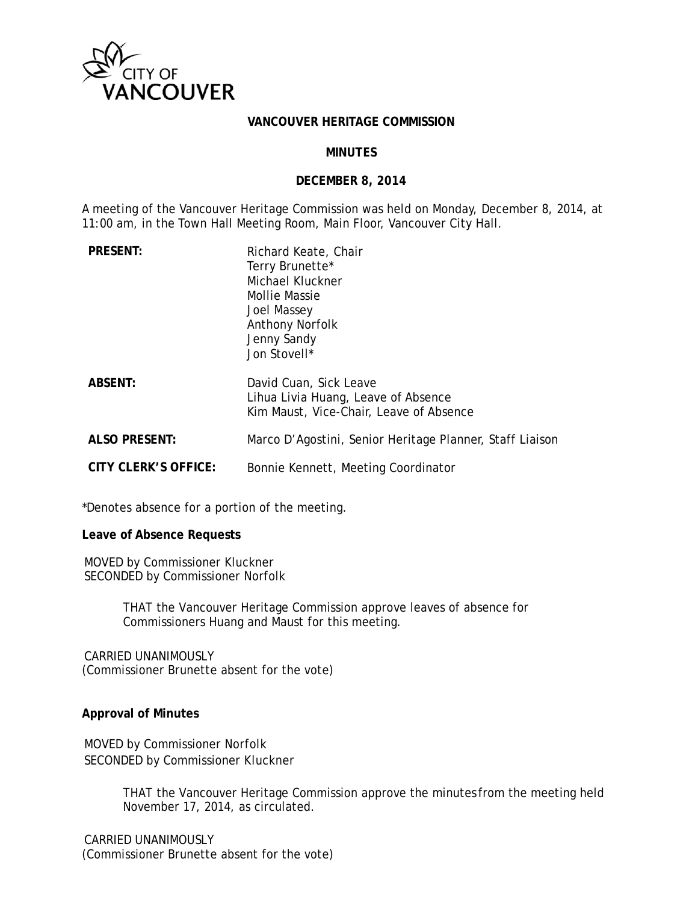CITY OF VANCOUVER

# VANCOUVER HERITAGE COMMISSION

## MINUTES

## DECEMBER 8, 2014

A meeting of the Vancouver Heritage Commission was held on Monday, December 8, 2014, at 11:00 am, in the Town Hall Meeting Room, Main Floor, Vancouver City Hall.

| | |
|---|---|
| **PRESENT:** | Richard Keate, Chair<br>Terry Brunette*<br>Michael Kluckner<br>Mollie Massie<br>Joel Massey<br>Anthony Norfolk<br>Jenny Sandy<br>Jon Stovell* |
| **ABSENT:** | David Cuan, Sick Leave<br>Lihua Livia Huang, Leave of Absence<br>Kim Maust, Vice-Chair, Leave of Absence |
| **ALSO PRESENT:** | Marco D'Agostini, Senior Heritage Planner, Staff Liaison |
| **CITY CLERK'S OFFICE:** | Bonnie Kennett, Meeting Coordinator |

*Denotes absence for a portion of the meeting.

**Leave of Absence Requests**

MOVED by Commissioner Kluckner
SECONDED by Commissioner Norfolk

> THAT the Vancouver Heritage Commission approve leaves of absence for Commissioners Huang and Maust for this meeting.

CARRIED UNANIMOUSLY
(Commissioner Brunette absent for the vote)

**Approval of Minutes**

MOVED by Commissioner Norfolk
SECONDED by Commissioner Kluckner

> THAT the Vancouver Heritage Commission approve the minutes from the meeting held November 17, 2014, as circulated.

CARRIED UNANIMOUSLY
(Commissioner Brunette absent for the vote)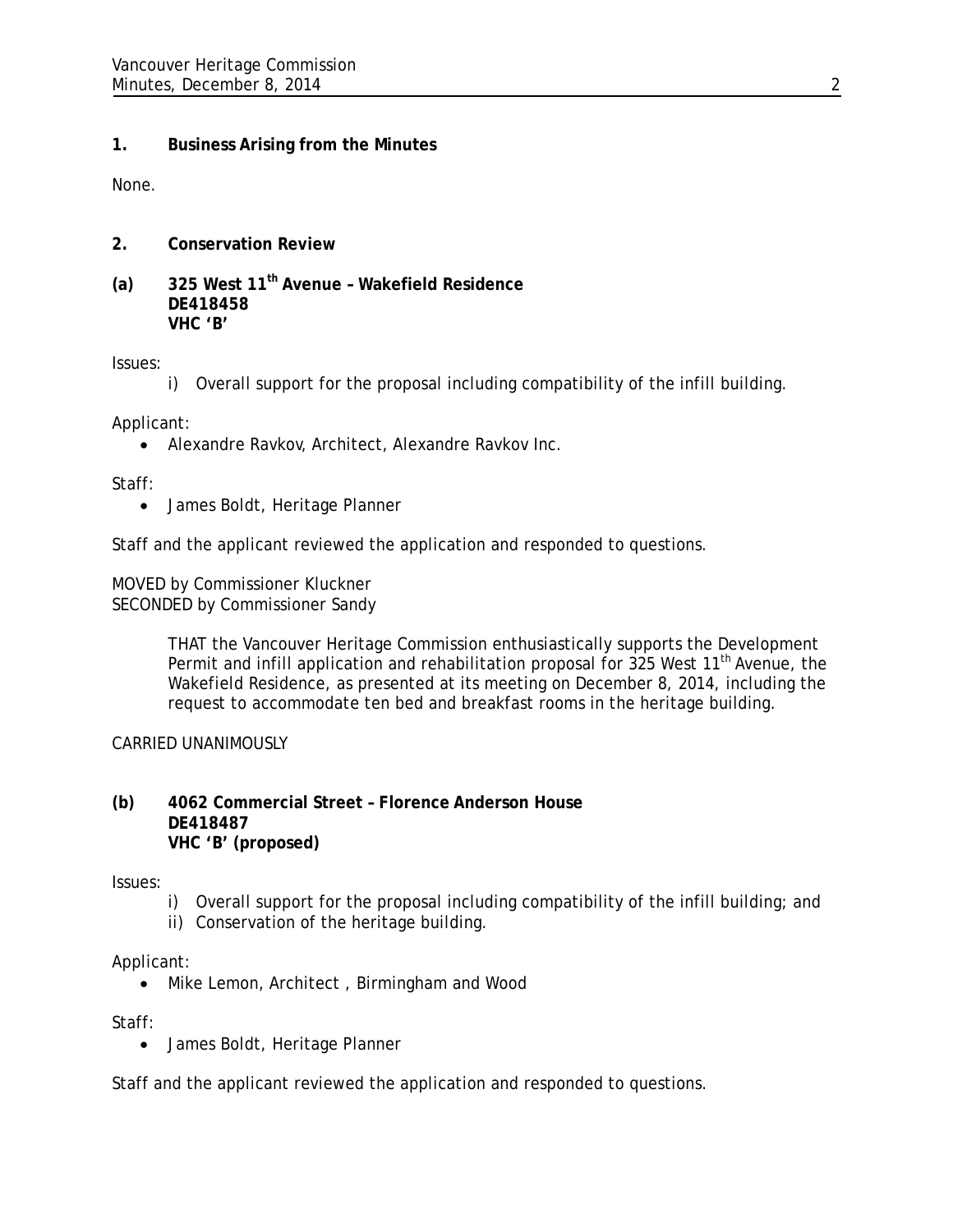## 1. Business Arising from the Minutes

None.

## 2. Conservation Review

### (a) 325 West 11th Avenue – Wakefield Residence
**DE418458**
**VHC 'B'**

Issues:

i) Overall support for the proposal including compatibility of the infill building.

Applicant:

- Alexandre Ravkov, Architect, Alexandre Ravkov Inc.

Staff:

- James Boldt, Heritage Planner

Staff and the applicant reviewed the application and responded to questions.

MOVED by Commissioner Kluckner
SECONDED by Commissioner Sandy

> THAT the Vancouver Heritage Commission enthusiastically supports the Development Permit and infill application and rehabilitation proposal for 325 West 11th Avenue, the Wakefield Residence, as presented at its meeting on December 8, 2014, including the request to accommodate ten bed and breakfast rooms in the heritage building.

CARRIED UNANIMOUSLY

### (b) 4062 Commercial Street – Florence Anderson House
**DE418487**
**VHC 'B' (proposed)**

Issues:

i) Overall support for the proposal including compatibility of the infill building; and
ii) Conservation of the heritage building.

Applicant:

- Mike Lemon, Architect , Birmingham and Wood

Staff:

- James Boldt, Heritage Planner

Staff and the applicant reviewed the application and responded to questions.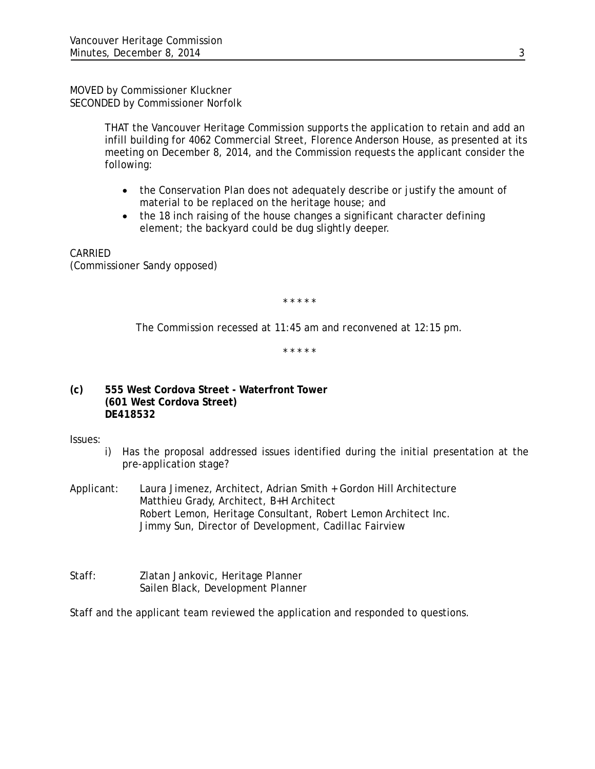MOVED by Commissioner Kluckner
SECONDED by Commissioner Norfolk

> THAT the Vancouver Heritage Commission supports the application to retain and add an infill building for 4062 Commercial Street, Florence Anderson House, as presented at its meeting on December 8, 2014, and the Commission requests the applicant consider the following:
>
> - the Conservation Plan does not adequately describe or justify the amount of material to be replaced on the heritage house; and
> - the 18 inch raising of the house changes a significant character defining element; the backyard could be dug slightly deeper.

CARRIED
(Commissioner Sandy opposed)

\* \* \* \* \*

The Commission recessed at 11:45 am and reconvened at 12:15 pm.

\* \* \* \* \*

**(c) 555 West Cordova Street - Waterfront Tower**
**(601 West Cordova Street)**
**DE418532**

Issues:

i) Has the proposal addressed issues identified during the initial presentation at the pre-application stage?

Applicant: Laura Jimenez, Architect, Adrian Smith + Gordon Hill Architecture
Matthieu Grady, Architect, B+H Architect
Robert Lemon, Heritage Consultant, Robert Lemon Architect Inc.
Jimmy Sun, Director of Development, Cadillac Fairview

Staff: Zlatan Jankovic, Heritage Planner
Sailen Black, Development Planner

Staff and the applicant team reviewed the application and responded to questions.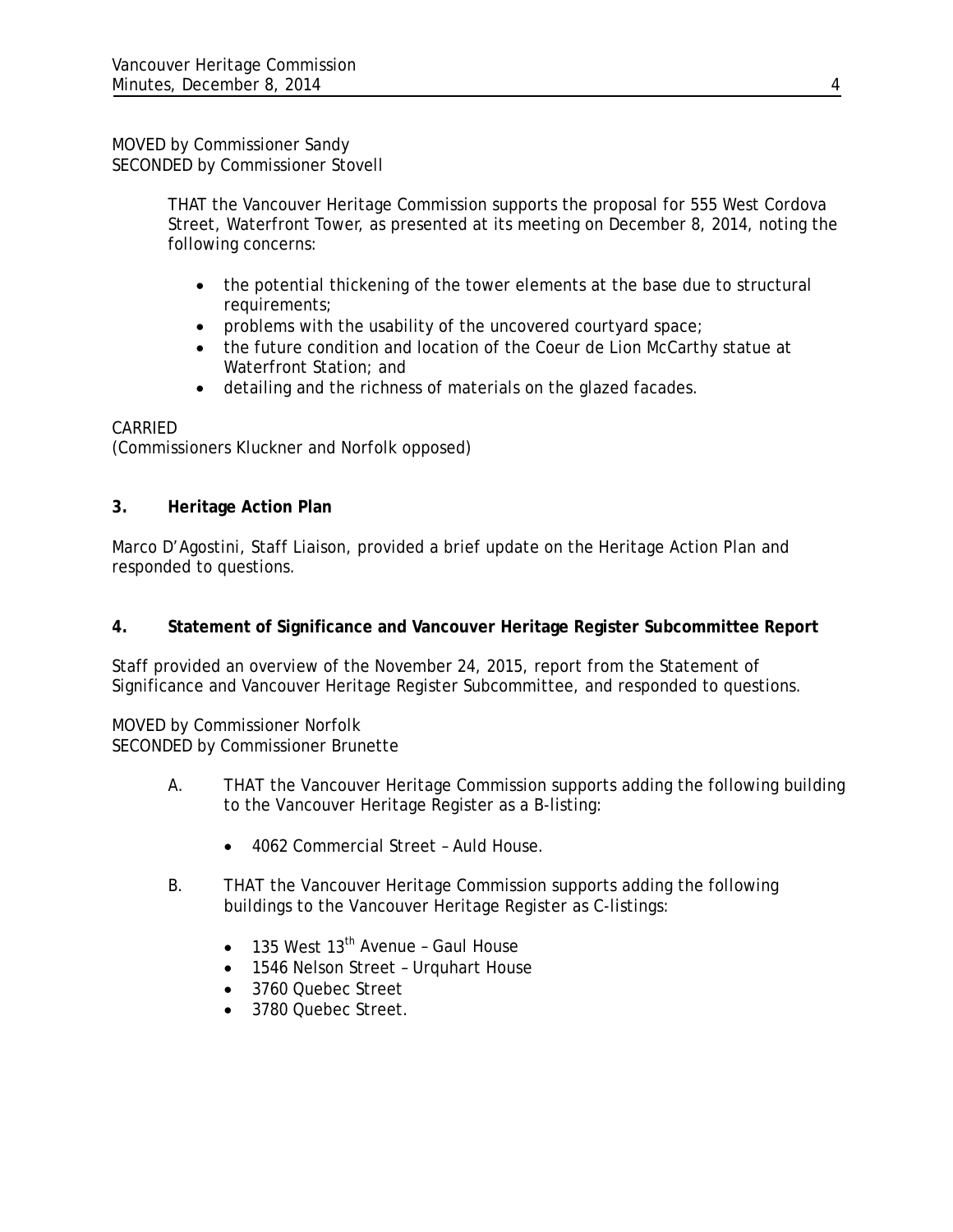MOVED by Commissioner Sandy
SECONDED by Commissioner Stovell

> THAT the Vancouver Heritage Commission supports the proposal for 555 West Cordova Street, Waterfront Tower, as presented at its meeting on December 8, 2014, noting the following concerns:
>
> - the potential thickening of the tower elements at the base due to structural requirements;
> - problems with the usability of the uncovered courtyard space;
> - the future condition and location of the Coeur de Lion McCarthy statue at Waterfront Station; and
> - detailing and the richness of materials on the glazed facades.

CARRIED
(Commissioners Kluckner and Norfolk opposed)

**3. Heritage Action Plan**

Marco D'Agostini, Staff Liaison, provided a brief update on the Heritage Action Plan and responded to questions.

**4. Statement of Significance and Vancouver Heritage Register Subcommittee Report**

Staff provided an overview of the November 24, 2015, report from the Statement of Significance and Vancouver Heritage Register Subcommittee, and responded to questions.

MOVED by Commissioner Norfolk
SECONDED by Commissioner Brunette

A. THAT the Vancouver Heritage Commission supports adding the following building to the Vancouver Heritage Register as a B-listing:

- 4062 Commercial Street – Auld House.

B. THAT the Vancouver Heritage Commission supports adding the following buildings to the Vancouver Heritage Register as C-listings:

- 135 West 13th Avenue – Gaul House
- 1546 Nelson Street – Urquhart House
- 3760 Quebec Street
- 3780 Quebec Street.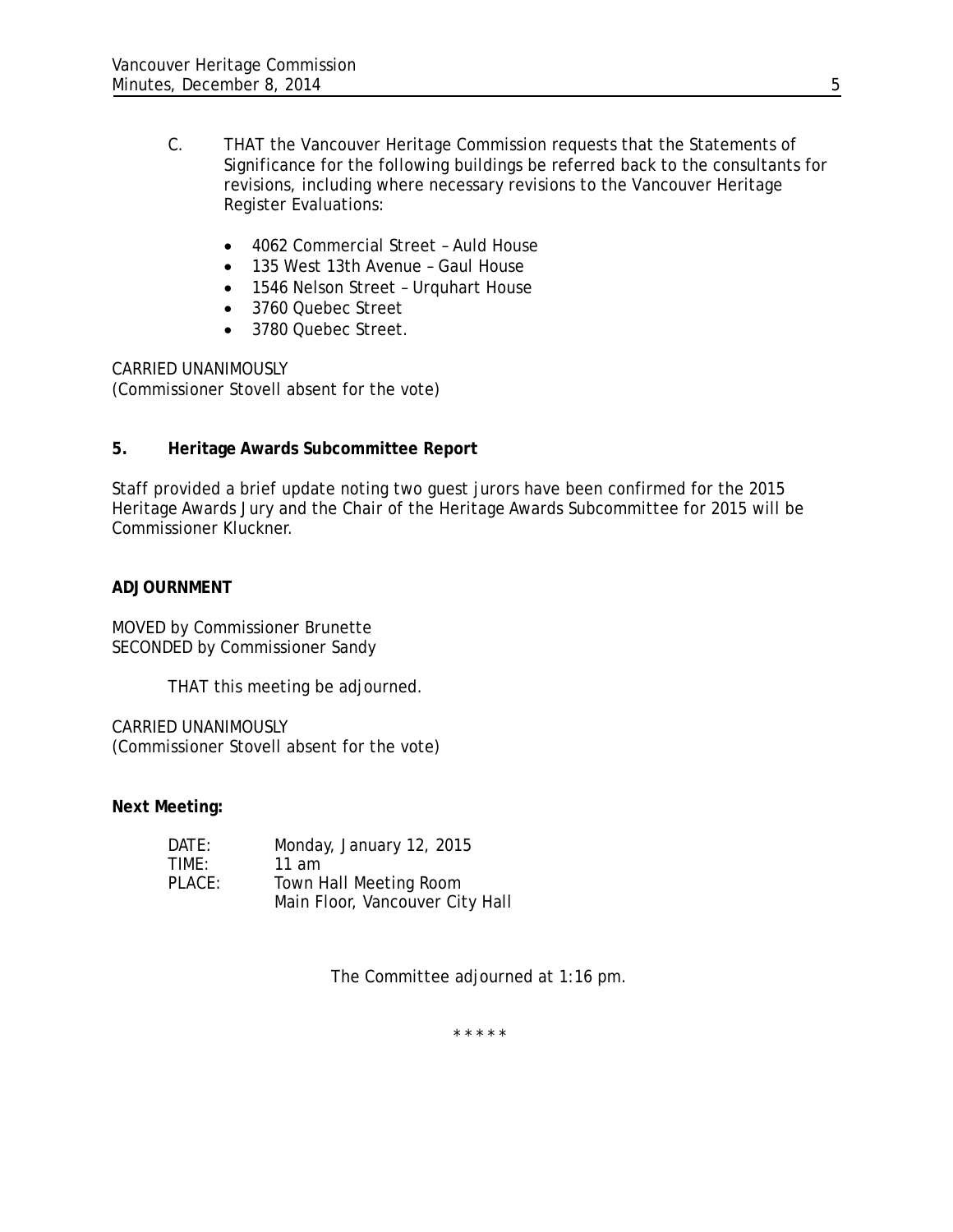C. THAT the Vancouver Heritage Commission requests that the Statements of Significance for the following buildings be referred back to the consultants for revisions, including where necessary revisions to the Vancouver Heritage Register Evaluations:

- 4062 Commercial Street – Auld House
- 135 West 13th Avenue – Gaul House
- 1546 Nelson Street – Urquhart House
- 3760 Quebec Street
- 3780 Quebec Street.

CARRIED UNANIMOUSLY
(Commissioner Stovell absent for the vote)

**5. Heritage Awards Subcommittee Report**

Staff provided a brief update noting two guest jurors have been confirmed for the 2015 Heritage Awards Jury and the Chair of the Heritage Awards Subcommittee for 2015 will be Commissioner Kluckner.

**ADJOURNMENT**

MOVED by Commissioner Brunette
SECONDED by Commissioner Sandy

THAT this meeting be adjourned.

CARRIED UNANIMOUSLY
(Commissioner Stovell absent for the vote)

**Next Meeting:**

| | |
|---|---|
| DATE: | Monday, January 12, 2015 |
| TIME: | 11 am |
| PLACE: | Town Hall Meeting Room<br>Main Floor, Vancouver City Hall |

The Committee adjourned at 1:16 pm.

* * * * *